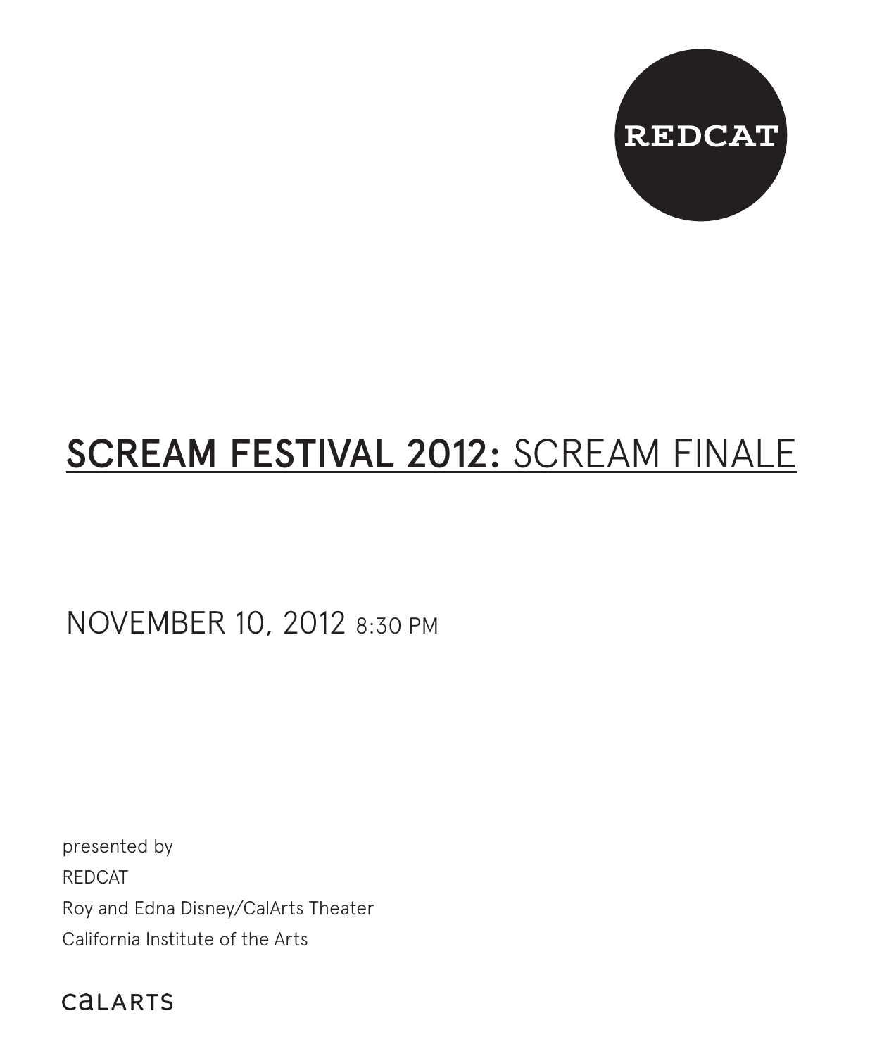REDCAT

# SCREAM FESTIVAL 2012: SCREAM FINALE

NOVEMBER 10, 2012 8:30 PM

presented by
REDCAT
Roy and Edna Disney/CalArts Theater
California Institute of the Arts

CALARTS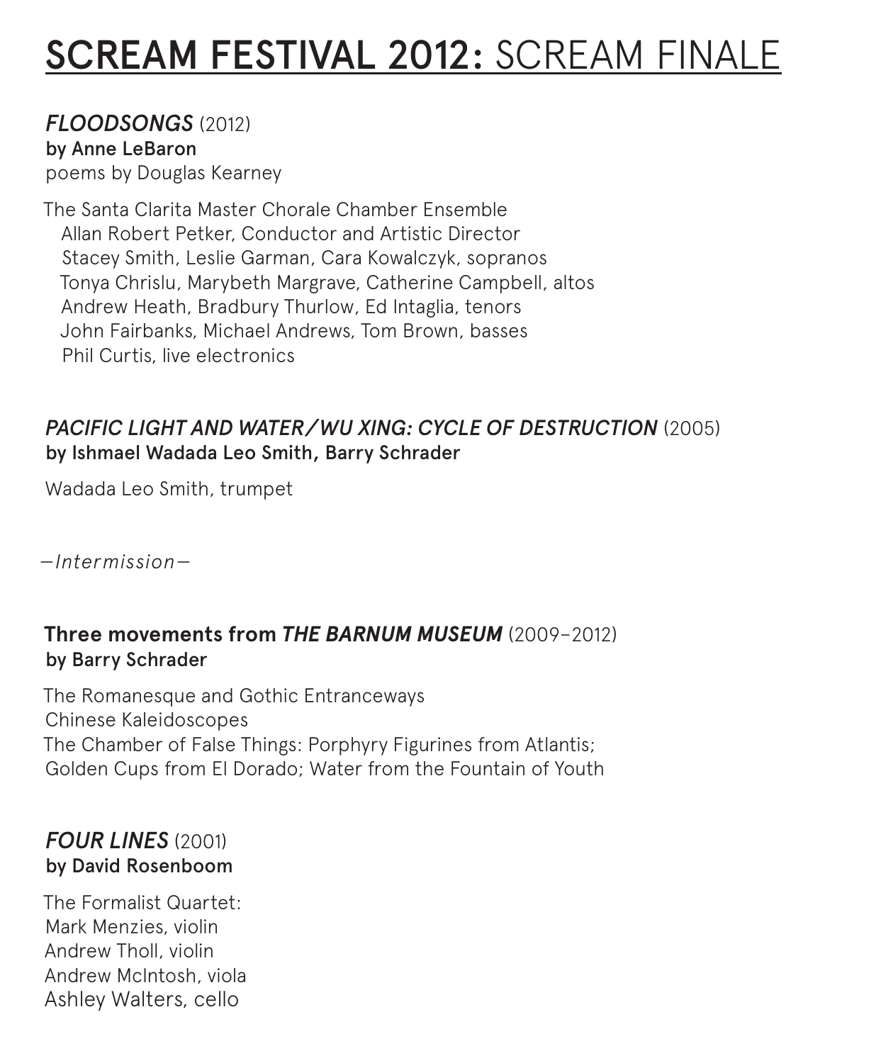# SCREAM FESTIVAL 2012: SCREAM FINALE

***FLOODSONGS*** (2012)
**by Anne LeBaron**
poems by Douglas Kearney

The Santa Clarita Master Chorale Chamber Ensemble
Allan Robert Petker, Conductor and Artistic Director
Stacey Smith, Leslie Garman, Cara Kowalczyk, sopranos
Tonya Chrislu, Marybeth Margrave, Catherine Campbell, altos
Andrew Heath, Bradbury Thurlow, Ed Intaglia, tenors
John Fairbanks, Michael Andrews, Tom Brown, basses
Phil Curtis, live electronics

***PACIFIC LIGHT AND WATER/WU XING: CYCLE OF DESTRUCTION*** (2005)
**by Ishmael Wadada Leo Smith, Barry Schrader**

Wadada Leo Smith, trumpet

*—Intermission—*

**Three movements from *THE BARNUM MUSEUM*** (2009–2012)
**by Barry Schrader**

The Romanesque and Gothic Entranceways
Chinese Kaleidoscopes
The Chamber of False Things: Porphyry Figurines from Atlantis; Golden Cups from El Dorado; Water from the Fountain of Youth

***FOUR LINES*** (2001)
**by David Rosenboom**

The Formalist Quartet:
Mark Menzies, violin
Andrew Tholl, violin
Andrew McIntosh, viola
Ashley Walters, cello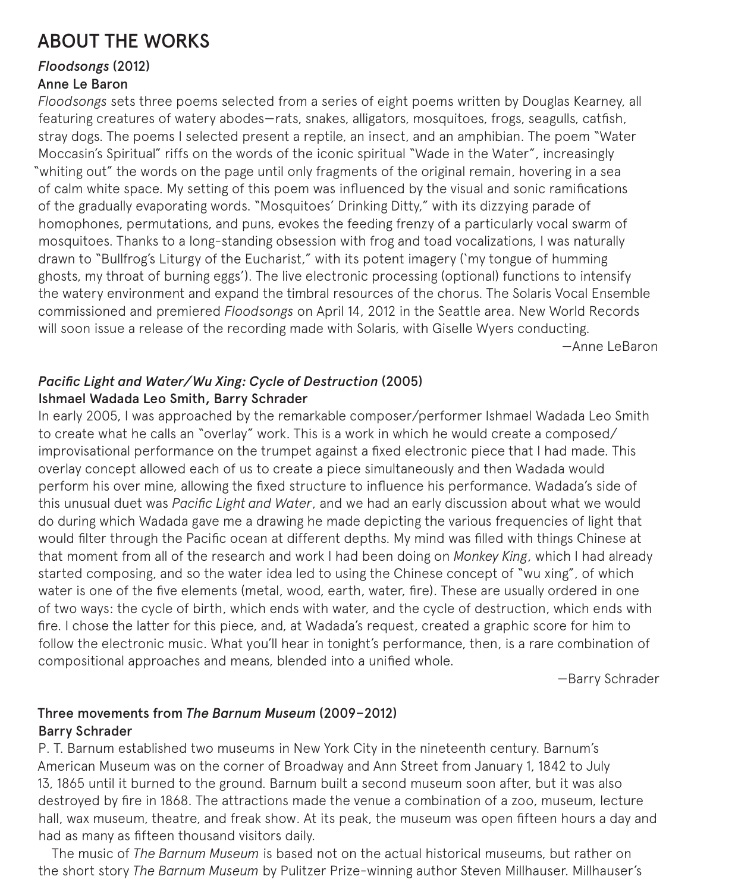# ABOUT THE WORKS

### *Floodsongs* (2012)
### Anne Le Baron

*Floodsongs* sets three poems selected from a series of eight poems written by Douglas Kearney, all featuring creatures of watery abodes—rats, snakes, alligators, mosquitoes, frogs, seagulls, catfish, stray dogs. The poems I selected present a reptile, an insect, and an amphibian. The poem "Water Moccasin's Spiritual" riffs on the words of the iconic spiritual "Wade in the Water", increasingly "whiting out" the words on the page until only fragments of the original remain, hovering in a sea of calm white space. My setting of this poem was influenced by the visual and sonic ramifications of the gradually evaporating words. "Mosquitoes' Drinking Ditty," with its dizzying parade of homophones, permutations, and puns, evokes the feeding frenzy of a particularly vocal swarm of mosquitoes. Thanks to a long-standing obsession with frog and toad vocalizations, I was naturally drawn to "Bullfrog's Liturgy of the Eucharist," with its potent imagery ('my tongue of humming ghosts, my throat of burning eggs'). The live electronic processing (optional) functions to intensify the watery environment and expand the timbral resources of the chorus. The Solaris Vocal Ensemble commissioned and premiered *Floodsongs* on April 14, 2012 in the Seattle area. New World Records will soon issue a release of the recording made with Solaris, with Giselle Wyers conducting.

—Anne LeBaron

### *Pacific Light and Water/Wu Xing: Cycle of Destruction* (2005)
### Ishmael Wadada Leo Smith, Barry Schrader

In early 2005, I was approached by the remarkable composer/performer Ishmael Wadada Leo Smith to create what he calls an "overlay" work. This is a work in which he would create a composed/improvisational performance on the trumpet against a fixed electronic piece that I had made. This overlay concept allowed each of us to create a piece simultaneously and then Wadada would perform his over mine, allowing the fixed structure to influence his performance. Wadada's side of this unusual duet was *Pacific Light and Water*, and we had an early discussion about what we would do during which Wadada gave me a drawing he made depicting the various frequencies of light that would filter through the Pacific ocean at different depths. My mind was filled with things Chinese at that moment from all of the research and work I had been doing on *Monkey King*, which I had already started composing, and so the water idea led to using the Chinese concept of "wu xing", of which water is one of the five elements (metal, wood, earth, water, fire). These are usually ordered in one of two ways: the cycle of birth, which ends with water, and the cycle of destruction, which ends with fire. I chose the latter for this piece, and, at Wadada's request, created a graphic score for him to follow the electronic music. What you'll hear in tonight's performance, then, is a rare combination of compositional approaches and means, blended into a unified whole.

—Barry Schrader

### Three movements from *The Barnum Museum* (2009–2012)
### Barry Schrader

P. T. Barnum established two museums in New York City in the nineteenth century. Barnum's American Museum was on the corner of Broadway and Ann Street from January 1, 1842 to July 13, 1865 until it burned to the ground. Barnum built a second museum soon after, but it was also destroyed by fire in 1868. The attractions made the venue a combination of a zoo, museum, lecture hall, wax museum, theatre, and freak show. At its peak, the museum was open fifteen hours a day and had as many as fifteen thousand visitors daily.

The music of *The Barnum Museum* is based not on the actual historical museums, but rather on the short story *The Barnum Museum* by Pulitzer Prize-winning author Steven Millhauser. Millhauser's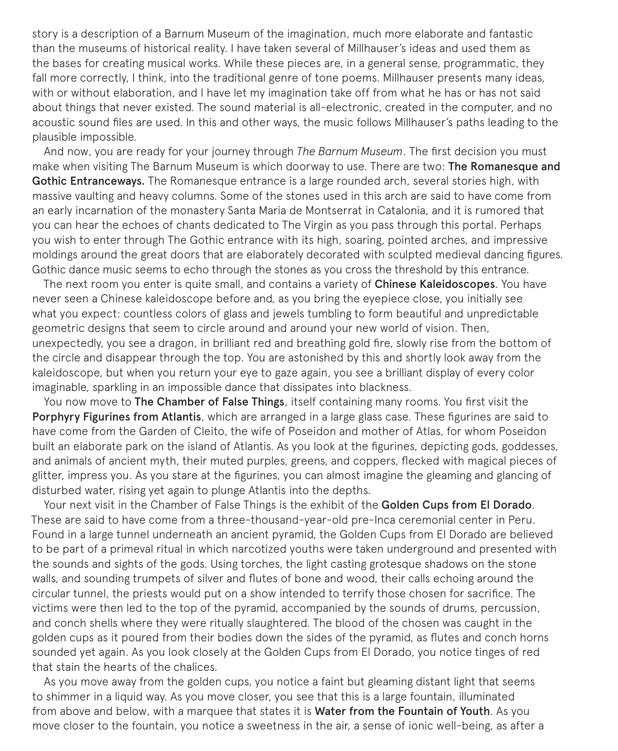story is a description of a Barnum Museum of the imagination, much more elaborate and fantastic than the museums of historical reality. I have taken several of Millhauser's ideas and used them as the bases for creating musical works. While these pieces are, in a general sense, programmatic, they fall more correctly, I think, into the traditional genre of tone poems. Millhauser presents many ideas, with or without elaboration, and I have let my imagination take off from what he has or has not said about things that never existed. The sound material is all-electronic, created in the computer, and no acoustic sound files are used. In this and other ways, the music follows Millhauser's paths leading to the plausible impossible.

And now, you are ready for your journey through *The Barnum Museum*. The first decision you must make when visiting The Barnum Museum is which doorway to use. There are two: **The Romanesque and Gothic Entranceways.** The Romanesque entrance is a large rounded arch, several stories high, with massive vaulting and heavy columns. Some of the stones used in this arch are said to have come from an early incarnation of the monastery Santa Maria de Montserrat in Catalonia, and it is rumored that you can hear the echoes of chants dedicated to The Virgin as you pass through this portal. Perhaps you wish to enter through The Gothic entrance with its high, soaring, pointed arches, and impressive moldings around the great doors that are elaborately decorated with sculpted medieval dancing figures. Gothic dance music seems to echo through the stones as you cross the threshold by this entrance.

The next room you enter is quite small, and contains a variety of **Chinese Kaleidoscopes**. You have never seen a Chinese kaleidoscope before and, as you bring the eyepiece close, you initially see what you expect: countless colors of glass and jewels tumbling to form beautiful and unpredictable geometric designs that seem to circle around and around your new world of vision. Then, unexpectedly, you see a dragon, in brilliant red and breathing gold fire, slowly rise from the bottom of the circle and disappear through the top. You are astonished by this and shortly look away from the kaleidoscope, but when you return your eye to gaze again, you see a brilliant display of every color imaginable, sparkling in an impossible dance that dissipates into blackness.

You now move to **The Chamber of False Things**, itself containing many rooms. You first visit the **Porphyry Figurines from Atlantis**, which are arranged in a large glass case. These figurines are said to have come from the Garden of Cleito, the wife of Poseidon and mother of Atlas, for whom Poseidon built an elaborate park on the island of Atlantis. As you look at the figurines, depicting gods, goddesses, and animals of ancient myth, their muted purples, greens, and coppers, flecked with magical pieces of glitter, impress you. As you stare at the figurines, you can almost imagine the gleaming and glancing of disturbed water, rising yet again to plunge Atlantis into the depths.

Your next visit in the Chamber of False Things is the exhibit of the **Golden Cups from El Dorado**. These are said to have come from a three-thousand-year-old pre-Inca ceremonial center in Peru. Found in a large tunnel underneath an ancient pyramid, the Golden Cups from El Dorado are believed to be part of a primeval ritual in which narcotized youths were taken underground and presented with the sounds and sights of the gods. Using torches, the light casting grotesque shadows on the stone walls, and sounding trumpets of silver and flutes of bone and wood, their calls echoing around the circular tunnel, the priests would put on a show intended to terrify those chosen for sacrifice. The victims were then led to the top of the pyramid, accompanied by the sounds of drums, percussion, and conch shells where they were ritually slaughtered. The blood of the chosen was caught in the golden cups as it poured from their bodies down the sides of the pyramid, as flutes and conch horns sounded yet again. As you look closely at the Golden Cups from El Dorado, you notice tinges of red that stain the hearts of the chalices.

As you move away from the golden cups, you notice a faint but gleaming distant light that seems to shimmer in a liquid way. As you move closer, you see that this is a large fountain, illuminated from above and below, with a marquee that states it is **Water from the Fountain of Youth**. As you move closer to the fountain, you notice a sweetness in the air, a sense of ionic well-being, as after a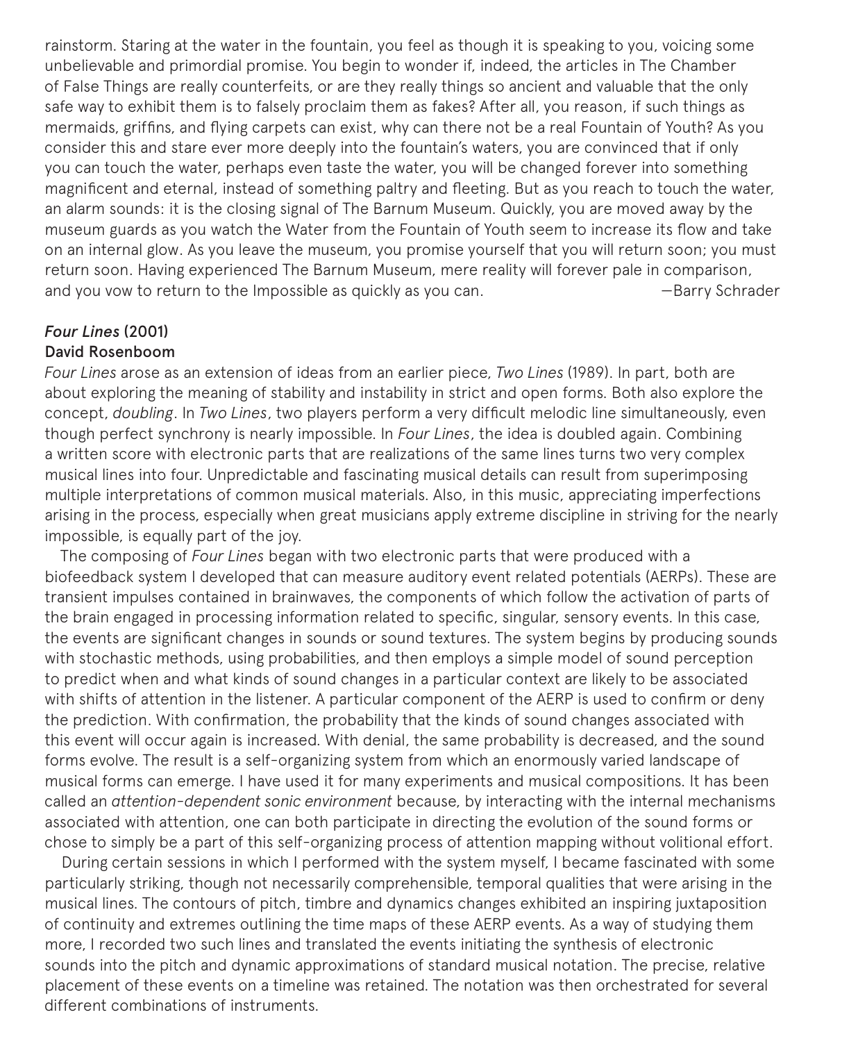rainstorm. Staring at the water in the fountain, you feel as though it is speaking to you, voicing some unbelievable and primordial promise. You begin to wonder if, indeed, the articles in The Chamber of False Things are really counterfeits, or are they really things so ancient and valuable that the only safe way to exhibit them is to falsely proclaim them as fakes? After all, you reason, if such things as mermaids, griffins, and flying carpets can exist, why can there not be a real Fountain of Youth? As you consider this and stare ever more deeply into the fountain's waters, you are convinced that if only you can touch the water, perhaps even taste the water, you will be changed forever into something magnificent and eternal, instead of something paltry and fleeting. But as you reach to touch the water, an alarm sounds: it is the closing signal of The Barnum Museum. Quickly, you are moved away by the museum guards as you watch the Water from the Fountain of Youth seem to increase its flow and take on an internal glow. As you leave the museum, you promise yourself that you will return soon; you must return soon. Having experienced The Barnum Museum, mere reality will forever pale in comparison, and you vow to return to the Impossible as quickly as you can. —Barry Schrader

### *Four Lines* (2001)
**David Rosenboom**

*Four Lines* arose as an extension of ideas from an earlier piece, *Two Lines* (1989). In part, both are about exploring the meaning of stability and instability in strict and open forms. Both also explore the concept, *doubling*. In *Two Lines*, two players perform a very difficult melodic line simultaneously, even though perfect synchrony is nearly impossible. In *Four Lines*, the idea is doubled again. Combining a written score with electronic parts that are realizations of the same lines turns two very complex musical lines into four. Unpredictable and fascinating musical details can result from superimposing multiple interpretations of common musical materials. Also, in this music, appreciating imperfections arising in the process, especially when great musicians apply extreme discipline in striving for the nearly impossible, is equally part of the joy.

The composing of *Four Lines* began with two electronic parts that were produced with a biofeedback system I developed that can measure auditory event related potentials (AERPs). These are transient impulses contained in brainwaves, the components of which follow the activation of parts of the brain engaged in processing information related to specific, singular, sensory events. In this case, the events are significant changes in sounds or sound textures. The system begins by producing sounds with stochastic methods, using probabilities, and then employs a simple model of sound perception to predict when and what kinds of sound changes in a particular context are likely to be associated with shifts of attention in the listener. A particular component of the AERP is used to confirm or deny the prediction. With confirmation, the probability that the kinds of sound changes associated with this event will occur again is increased. With denial, the same probability is decreased, and the sound forms evolve. The result is a self-organizing system from which an enormously varied landscape of musical forms can emerge. I have used it for many experiments and musical compositions. It has been called an *attention-dependent sonic environment* because, by interacting with the internal mechanisms associated with attention, one can both participate in directing the evolution of the sound forms or chose to simply be a part of this self-organizing process of attention mapping without volitional effort.

During certain sessions in which I performed with the system myself, I became fascinated with some particularly striking, though not necessarily comprehensible, temporal qualities that were arising in the musical lines. The contours of pitch, timbre and dynamics changes exhibited an inspiring juxtaposition of continuity and extremes outlining the time maps of these AERP events. As a way of studying them more, I recorded two such lines and translated the events initiating the synthesis of electronic sounds into the pitch and dynamic approximations of standard musical notation. The precise, relative placement of these events on a timeline was retained. The notation was then orchestrated for several different combinations of instruments.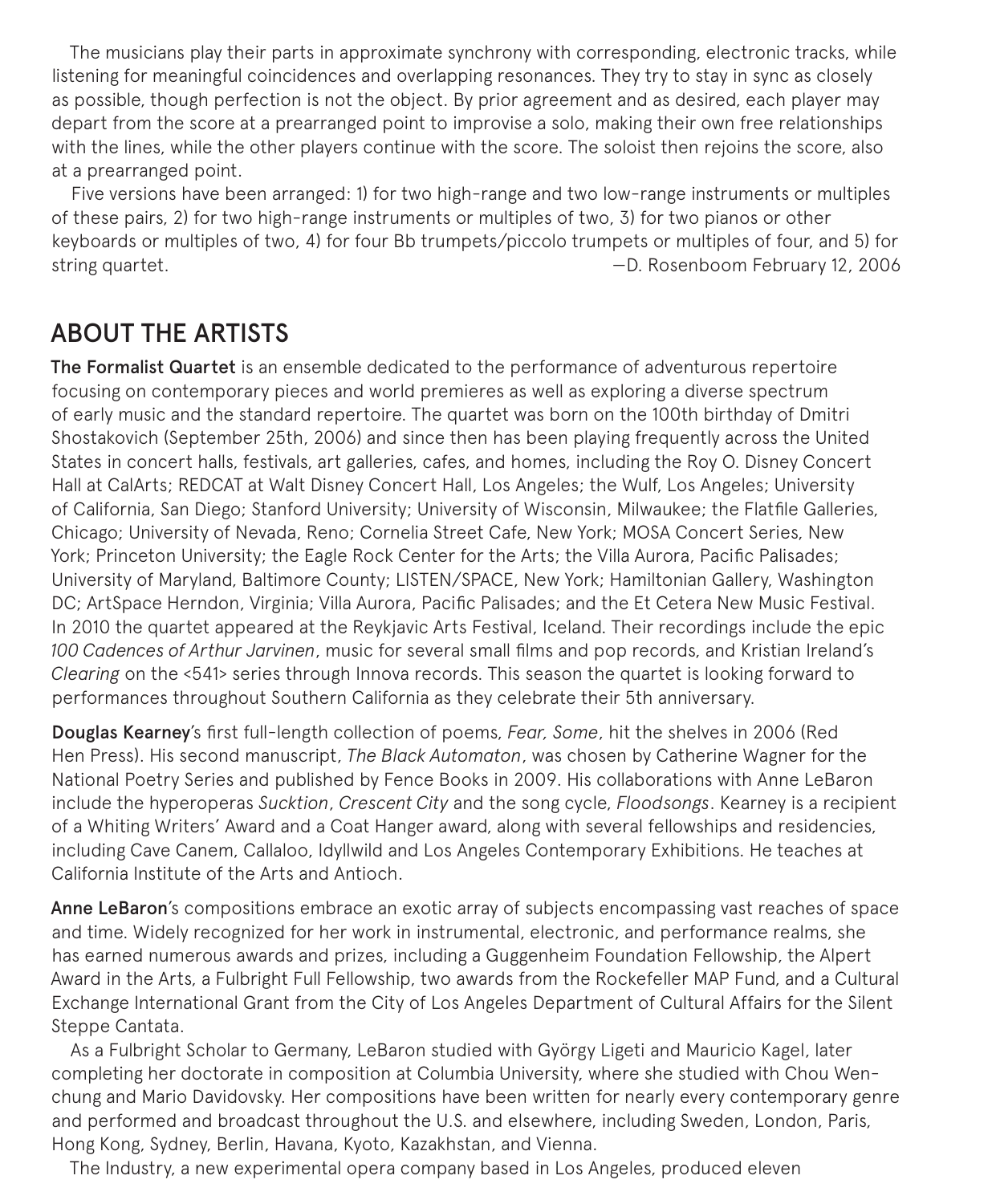The musicians play their parts in approximate synchrony with corresponding, electronic tracks, while listening for meaningful coincidences and overlapping resonances. They try to stay in sync as closely as possible, though perfection is not the object. By prior agreement and as desired, each player may depart from the score at a prearranged point to improvise a solo, making their own free relationships with the lines, while the other players continue with the score. The soloist then rejoins the score, also at a prearranged point.

Five versions have been arranged: 1) for two high-range and two low-range instruments or multiples of these pairs, 2) for two high-range instruments or multiples of two, 3) for two pianos or other keyboards or multiples of two, 4) for four Bb trumpets/piccolo trumpets or multiples of four, and 5) for string quartet.

—D. Rosenboom February 12, 2006

## ABOUT THE ARTISTS

**The Formalist Quartet** is an ensemble dedicated to the performance of adventurous repertoire focusing on contemporary pieces and world premieres as well as exploring a diverse spectrum of early music and the standard repertoire. The quartet was born on the 100th birthday of Dmitri Shostakovich (September 25th, 2006) and since then has been playing frequently across the United States in concert halls, festivals, art galleries, cafes, and homes, including the Roy O. Disney Concert Hall at CalArts; REDCAT at Walt Disney Concert Hall, Los Angeles; the Wulf, Los Angeles; University of California, San Diego; Stanford University; University of Wisconsin, Milwaukee; the Flatfile Galleries, Chicago; University of Nevada, Reno; Cornelia Street Cafe, New York; MOSA Concert Series, New York; Princeton University; the Eagle Rock Center for the Arts; the Villa Aurora, Pacific Palisades; University of Maryland, Baltimore County; LISTEN/SPACE, New York; Hamiltonian Gallery, Washington DC; ArtSpace Herndon, Virginia; Villa Aurora, Pacific Palisades; and the Et Cetera New Music Festival. In 2010 the quartet appeared at the Reykjavic Arts Festival, Iceland. Their recordings include the epic *100 Cadences of Arthur Jarvinen*, music for several small films and pop records, and Kristian Ireland's *Clearing* on the <541> series through Innova records. This season the quartet is looking forward to performances throughout Southern California as they celebrate their 5th anniversary.

**Douglas Kearney**'s first full-length collection of poems, *Fear, Some*, hit the shelves in 2006 (Red Hen Press). His second manuscript, *The Black Automaton*, was chosen by Catherine Wagner for the National Poetry Series and published by Fence Books in 2009. His collaborations with Anne LeBaron include the hyperoperas *Sucktion*, *Crescent City* and the song cycle, *Floodsongs*. Kearney is a recipient of a Whiting Writers' Award and a Coat Hanger award, along with several fellowships and residencies, including Cave Canem, Callaloo, Idyllwild and Los Angeles Contemporary Exhibitions. He teaches at California Institute of the Arts and Antioch.

**Anne LeBaron**'s compositions embrace an exotic array of subjects encompassing vast reaches of space and time. Widely recognized for her work in instrumental, electronic, and performance realms, she has earned numerous awards and prizes, including a Guggenheim Foundation Fellowship, the Alpert Award in the Arts, a Fulbright Full Fellowship, two awards from the Rockefeller MAP Fund, and a Cultural Exchange International Grant from the City of Los Angeles Department of Cultural Affairs for the Silent Steppe Cantata.

As a Fulbright Scholar to Germany, LeBaron studied with György Ligeti and Mauricio Kagel, later completing her doctorate in composition at Columbia University, where she studied with Chou Wen-chung and Mario Davidovsky. Her compositions have been written for nearly every contemporary genre and performed and broadcast throughout the U.S. and elsewhere, including Sweden, London, Paris, Hong Kong, Sydney, Berlin, Havana, Kyoto, Kazakhstan, and Vienna.

The Industry, a new experimental opera company based in Los Angeles, produced eleven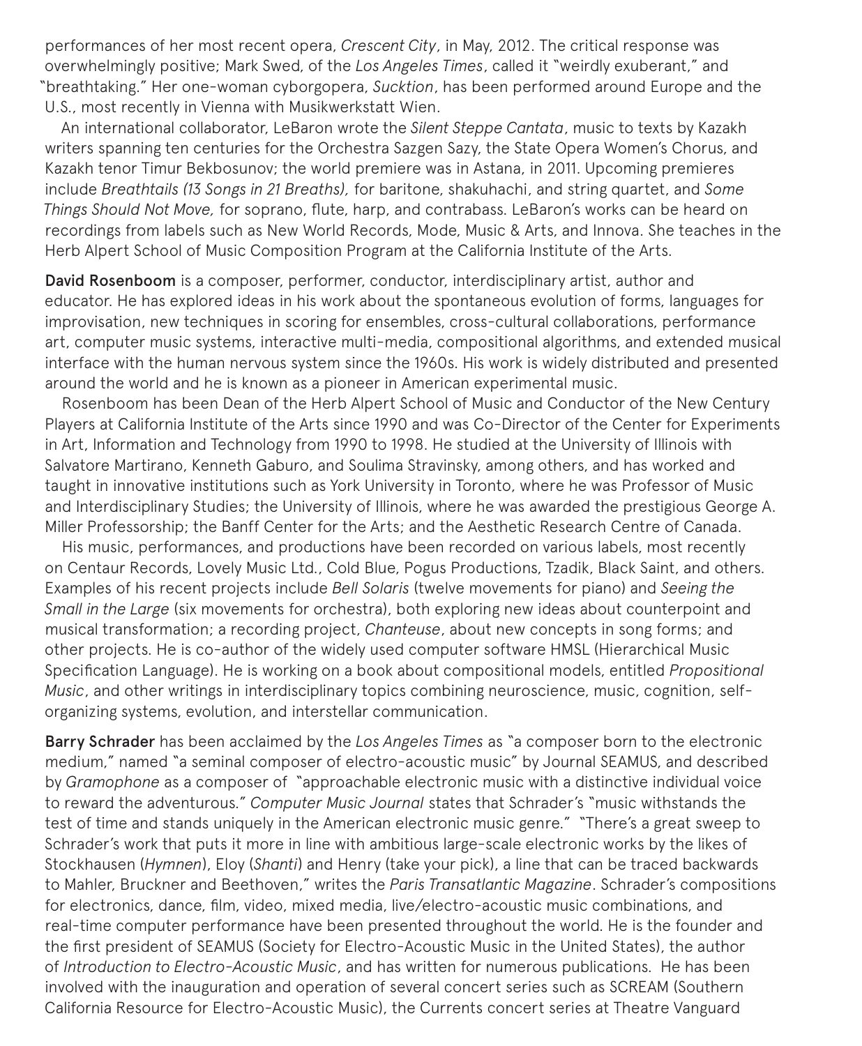performances of her most recent opera, *Crescent City*, in May, 2012. The critical response was overwhelmingly positive; Mark Swed, of the *Los Angeles Times*, called it "weirdly exuberant," and "breathtaking." Her one-woman cyborgopera, *Sucktion*, has been performed around Europe and the U.S., most recently in Vienna with Musikwerkstatt Wien.

An international collaborator, LeBaron wrote the *Silent Steppe Cantata*, music to texts by Kazakh writers spanning ten centuries for the Orchestra Sazgen Sazy, the State Opera Women's Chorus, and Kazakh tenor Timur Bekbosunov; the world premiere was in Astana, in 2011. Upcoming premieres include *Breathtails (13 Songs in 21 Breaths),* for baritone, shakuhachi, and string quartet, and *Some Things Should Not Move,* for soprano, flute, harp, and contrabass. LeBaron's works can be heard on recordings from labels such as New World Records, Mode, Music & Arts, and Innova. She teaches in the Herb Alpert School of Music Composition Program at the California Institute of the Arts.

**David Rosenboom** is a composer, performer, conductor, interdisciplinary artist, author and educator. He has explored ideas in his work about the spontaneous evolution of forms, languages for improvisation, new techniques in scoring for ensembles, cross-cultural collaborations, performance art, computer music systems, interactive multi-media, compositional algorithms, and extended musical interface with the human nervous system since the 1960s. His work is widely distributed and presented around the world and he is known as a pioneer in American experimental music.

Rosenboom has been Dean of the Herb Alpert School of Music and Conductor of the New Century Players at California Institute of the Arts since 1990 and was Co-Director of the Center for Experiments in Art, Information and Technology from 1990 to 1998. He studied at the University of Illinois with Salvatore Martirano, Kenneth Gaburo, and Soulima Stravinsky, among others, and has worked and taught in innovative institutions such as York University in Toronto, where he was Professor of Music and Interdisciplinary Studies; the University of Illinois, where he was awarded the prestigious George A. Miller Professorship; the Banff Center for the Arts; and the Aesthetic Research Centre of Canada.

His music, performances, and productions have been recorded on various labels, most recently on Centaur Records, Lovely Music Ltd., Cold Blue, Pogus Productions, Tzadik, Black Saint, and others. Examples of his recent projects include *Bell Solaris* (twelve movements for piano) and *Seeing the Small in the Large* (six movements for orchestra), both exploring new ideas about counterpoint and musical transformation; a recording project, *Chanteuse*, about new concepts in song forms; and other projects. He is co-author of the widely used computer software HMSL (Hierarchical Music Specification Language). He is working on a book about compositional models, entitled *Propositional Music*, and other writings in interdisciplinary topics combining neuroscience, music, cognition, self-organizing systems, evolution, and interstellar communication.

**Barry Schrader** has been acclaimed by the *Los Angeles Times* as "a composer born to the electronic medium," named "a seminal composer of electro-acoustic music" by Journal SEAMUS, and described by *Gramophone* as a composer of "approachable electronic music with a distinctive individual voice to reward the adventurous." *Computer Music Journal* states that Schrader's "music withstands the test of time and stands uniquely in the American electronic music genre." "There's a great sweep to Schrader's work that puts it more in line with ambitious large-scale electronic works by the likes of Stockhausen (*Hymnen*), Eloy (*Shanti*) and Henry (take your pick), a line that can be traced backwards to Mahler, Bruckner and Beethoven," writes the *Paris Transatlantic Magazine*. Schrader's compositions for electronics, dance, film, video, mixed media, live/electro-acoustic music combinations, and real-time computer performance have been presented throughout the world. He is the founder and the first president of SEAMUS (Society for Electro-Acoustic Music in the United States), the author of *Introduction to Electro-Acoustic Music*, and has written for numerous publications. He has been involved with the inauguration and operation of several concert series such as SCREAM (Southern California Resource for Electro-Acoustic Music), the Currents concert series at Theatre Vanguard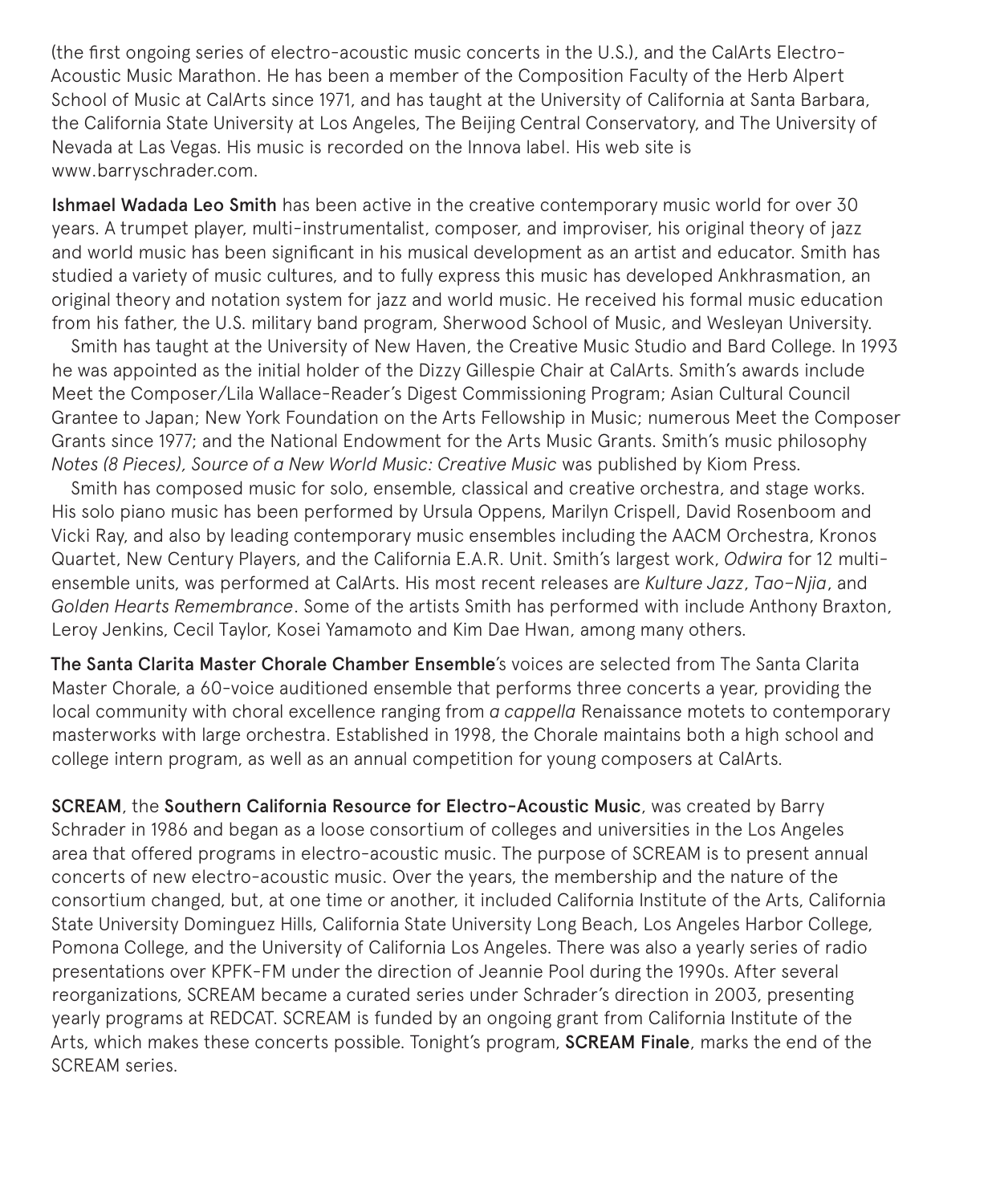(the first ongoing series of electro-acoustic music concerts in the U.S.), and the CalArts Electro-Acoustic Music Marathon. He has been a member of the Composition Faculty of the Herb Alpert School of Music at CalArts since 1971, and has taught at the University of California at Santa Barbara, the California State University at Los Angeles, The Beijing Central Conservatory, and The University of Nevada at Las Vegas. His music is recorded on the Innova label. His web site is www.barryschrader.com.

**Ishmael Wadada Leo Smith** has been active in the creative contemporary music world for over 30 years. A trumpet player, multi-instrumentalist, composer, and improviser, his original theory of jazz and world music has been significant in his musical development as an artist and educator. Smith has studied a variety of music cultures, and to fully express this music has developed Ankhrasmation, an original theory and notation system for jazz and world music. He received his formal music education from his father, the U.S. military band program, Sherwood School of Music, and Wesleyan University.

Smith has taught at the University of New Haven, the Creative Music Studio and Bard College. In 1993 he was appointed as the initial holder of the Dizzy Gillespie Chair at CalArts. Smith's awards include Meet the Composer/Lila Wallace-Reader's Digest Commissioning Program; Asian Cultural Council Grantee to Japan; New York Foundation on the Arts Fellowship in Music; numerous Meet the Composer Grants since 1977; and the National Endowment for the Arts Music Grants. Smith's music philosophy *Notes (8 Pieces), Source of a New World Music: Creative Music* was published by Kiom Press.

Smith has composed music for solo, ensemble, classical and creative orchestra, and stage works. His solo piano music has been performed by Ursula Oppens, Marilyn Crispell, David Rosenboom and Vicki Ray, and also by leading contemporary music ensembles including the AACM Orchestra, Kronos Quartet, New Century Players, and the California E.A.R. Unit. Smith's largest work, *Odwira* for 12 multi-ensemble units, was performed at CalArts. His most recent releases are *Kulture Jazz*, *Tao-Njia*, and *Golden Hearts Remembrance*. Some of the artists Smith has performed with include Anthony Braxton, Leroy Jenkins, Cecil Taylor, Kosei Yamamoto and Kim Dae Hwan, among many others.

**The Santa Clarita Master Chorale Chamber Ensemble**'s voices are selected from The Santa Clarita Master Chorale, a 60-voice auditioned ensemble that performs three concerts a year, providing the local community with choral excellence ranging from *a cappella* Renaissance motets to contemporary masterworks with large orchestra. Established in 1998, the Chorale maintains both a high school and college intern program, as well as an annual competition for young composers at CalArts.

**SCREAM**, the **Southern California Resource for Electro-Acoustic Music**, was created by Barry Schrader in 1986 and began as a loose consortium of colleges and universities in the Los Angeles area that offered programs in electro-acoustic music. The purpose of SCREAM is to present annual concerts of new electro-acoustic music. Over the years, the membership and the nature of the consortium changed, but, at one time or another, it included California Institute of the Arts, California State University Dominguez Hills, California State University Long Beach, Los Angeles Harbor College, Pomona College, and the University of California Los Angeles. There was also a yearly series of radio presentations over KPFK-FM under the direction of Jeannie Pool during the 1990s. After several reorganizations, SCREAM became a curated series under Schrader's direction in 2003, presenting yearly programs at REDCAT. SCREAM is funded by an ongoing grant from California Institute of the Arts, which makes these concerts possible. Tonight's program, **SCREAM Finale**, marks the end of the SCREAM series.